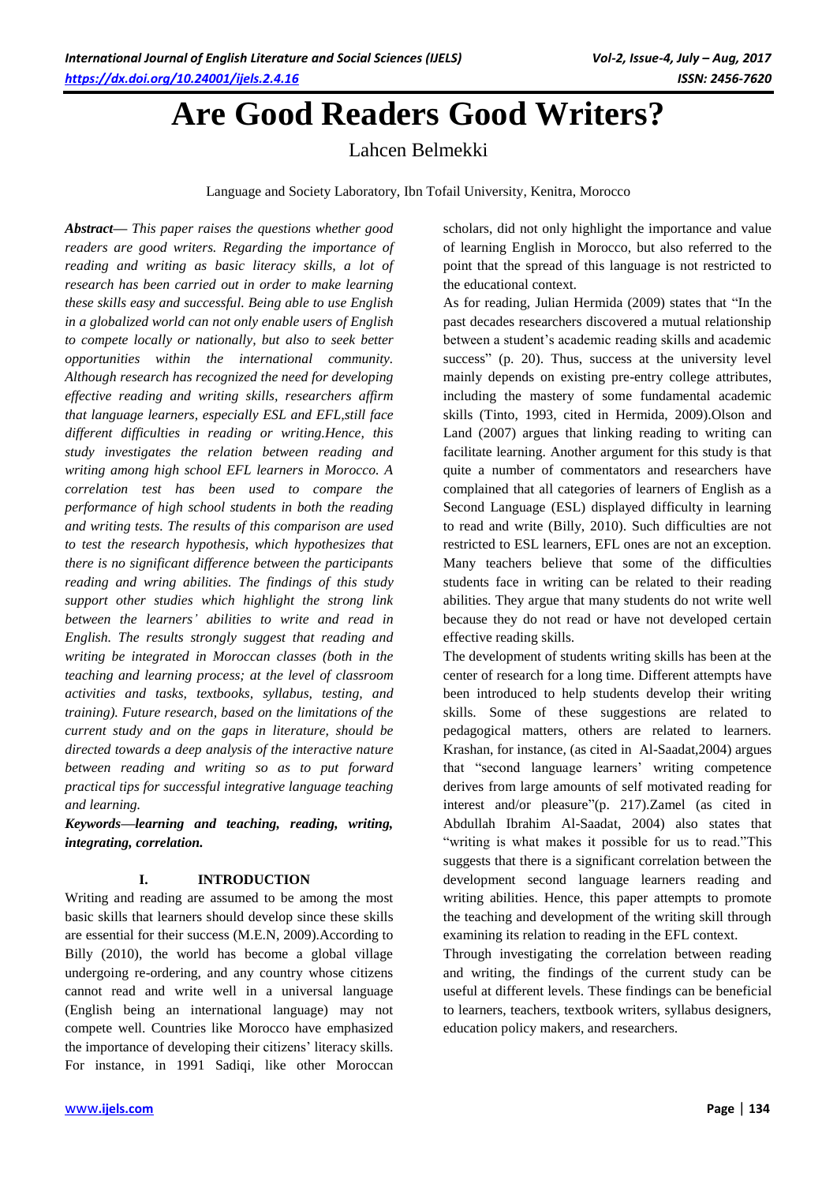# Are Good Readers Good Writers?

Lahcen Belmekki

Language and Society Laboratory, Ibn Tofail University, Kenitra, Morocco

***Abstract***— *This paper raises the questions whether good readers are good writers. Regarding the importance of reading and writing as basic literacy skills, a lot of research has been carried out in order to make learning these skills easy and successful. Being able to use English in a globalized world can not only enable users of English to compete locally or nationally, but also to seek better opportunities within the international community. Although research has recognized the need for developing effective reading and writing skills, researchers affirm that language learners, especially ESL and EFL,still face different difficulties in reading or writing.Hence, this study investigates the relation between reading and writing among high school EFL learners in Morocco. A correlation test has been used to compare the performance of high school students in both the reading and writing tests. The results of this comparison are used to test the research hypothesis, which hypothesizes that there is no significant difference between the participants reading and wring abilities. The findings of this study support other studies which highlight the strong link between the learners' abilities to write and read in English. The results strongly suggest that reading and writing be integrated in Moroccan classes (both in the teaching and learning process; at the level of classroom activities and tasks, textbooks, syllabus, testing, and training). Future research, based on the limitations of the current study and on the gaps in literature, should be directed towards a deep analysis of the interactive nature between reading and writing so as to put forward practical tips for successful integrative language teaching and learning.*

***Keywords—learning and teaching, reading, writing, integrating, correlation.***

## I. INTRODUCTION

Writing and reading are assumed to be among the most basic skills that learners should develop since these skills are essential for their success (M.E.N, 2009).According to Billy (2010), the world has become a global village undergoing re-ordering, and any country whose citizens cannot read and write well in a universal language (English being an international language) may not compete well. Countries like Morocco have emphasized the importance of developing their citizens' literacy skills. For instance, in 1991 Sadiqi, like other Moroccan scholars, did not only highlight the importance and value of learning English in Morocco, but also referred to the point that the spread of this language is not restricted to the educational context.

As for reading, Julian Hermida (2009) states that "In the past decades researchers discovered a mutual relationship between a student's academic reading skills and academic success" (p. 20). Thus, success at the university level mainly depends on existing pre-entry college attributes, including the mastery of some fundamental academic skills (Tinto, 1993, cited in Hermida, 2009).Olson and Land (2007) argues that linking reading to writing can facilitate learning. Another argument for this study is that quite a number of commentators and researchers have complained that all categories of learners of English as a Second Language (ESL) displayed difficulty in learning to read and write (Billy, 2010). Such difficulties are not restricted to ESL learners, EFL ones are not an exception. Many teachers believe that some of the difficulties students face in writing can be related to their reading abilities. They argue that many students do not write well because they do not read or have not developed certain effective reading skills.

The development of students writing skills has been at the center of research for a long time. Different attempts have been introduced to help students develop their writing skills. Some of these suggestions are related to pedagogical matters, others are related to learners. Krashan, for instance, (as cited in Al-Saadat,2004) argues that "second language learners' writing competence derives from large amounts of self motivated reading for interest and/or pleasure"(p. 217).Zamel (as cited in Abdullah Ibrahim Al-Saadat, 2004) also states that "writing is what makes it possible for us to read."This suggests that there is a significant correlation between the development second language learners reading and writing abilities. Hence, this paper attempts to promote the teaching and development of the writing skill through examining its relation to reading in the EFL context.

Through investigating the correlation between reading and writing, the findings of the current study can be useful at different levels. These findings can be beneficial to learners, teachers, textbook writers, syllabus designers, education policy makers, and researchers.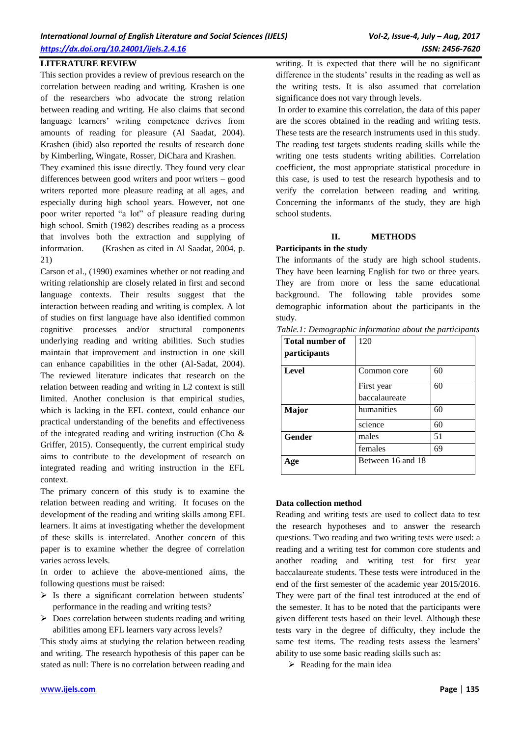## LITERATURE REVIEW

This section provides a review of previous research on the correlation between reading and writing. Krashen is one of the researchers who advocate the strong relation between reading and writing. He also claims that second language learners' writing competence derives from amounts of reading for pleasure (Al Saadat, 2004). Krashen (ibid) also reported the results of research done by Kimberling, Wingate, Rosser, DiChara and Krashen.

They examined this issue directly. They found very clear differences between good writers and poor writers – good writers reported more pleasure reading at all ages, and especially during high school years. However, not one poor writer reported "a lot" of pleasure reading during high school. Smith (1982) describes reading as a process that involves both the extraction and supplying of information. (Krashen as cited in Al Saadat, 2004, p. 21)

Carson et al., (1990) examines whether or not reading and writing relationship are closely related in first and second language contexts. Their results suggest that the interaction between reading and writing is complex. A lot of studies on first language have also identified common cognitive processes and/or structural components underlying reading and writing abilities. Such studies maintain that improvement and instruction in one skill can enhance capabilities in the other (Al-Sadat, 2004). The reviewed literature indicates that research on the relation between reading and writing in L2 context is still limited. Another conclusion is that empirical studies, which is lacking in the EFL context, could enhance our practical understanding of the benefits and effectiveness of the integrated reading and writing instruction (Cho & Griffer, 2015). Consequently, the current empirical study aims to contribute to the development of research on integrated reading and writing instruction in the EFL context.

The primary concern of this study is to examine the relation between reading and writing. It focuses on the development of the reading and writing skills among EFL learners. It aims at investigating whether the development of these skills is interrelated. Another concern of this paper is to examine whether the degree of correlation varies across levels.

In order to achieve the above-mentioned aims, the following questions must be raised:

- Is there a significant correlation between students' performance in the reading and writing tests?
- Does correlation between students reading and writing abilities among EFL learners vary across levels?

This study aims at studying the relation between reading and writing. The research hypothesis of this paper can be stated as null: There is no correlation between reading and writing. It is expected that there will be no significant difference in the students' results in the reading as well as the writing tests. It is also assumed that correlation significance does not vary through levels.

In order to examine this correlation, the data of this paper are the scores obtained in the reading and writing tests. These tests are the research instruments used in this study. The reading test targets students reading skills while the writing one tests students writing abilities. Correlation coefficient, the most appropriate statistical procedure in this case, is used to test the research hypothesis and to verify the correlation between reading and writing. Concerning the informants of the study, they are high school students.

## II. METHODS

### Participants in the study

The informants of the study are high school students. They have been learning English for two or three years. They are from more or less the same educational background. The following table provides some demographic information about the participants in the study.

*Table.1: Demographic information about the participants*

| **Total number of participants** | 120 | |
|---|---|---|
| **Level** | Common core | 60 |
| | First year baccalaureate | 60 |
| **Major** | humanities | 60 |
| | science | 60 |
| **Gender** | males | 51 |
| | females | 69 |
| **Age** | Between 16 and 18 | |

### Data collection method

Reading and writing tests are used to collect data to test the research hypotheses and to answer the research questions. Two reading and two writing tests were used: a reading and a writing test for common core students and another reading and writing test for first year baccalaureate students. These tests were introduced in the end of the first semester of the academic year 2015/2016. They were part of the final test introduced at the end of the semester. It has to be noted that the participants were given different tests based on their level. Although these tests vary in the degree of difficulty, they include the same test items. The reading tests assess the learners' ability to use some basic reading skills such as:

- Reading for the main idea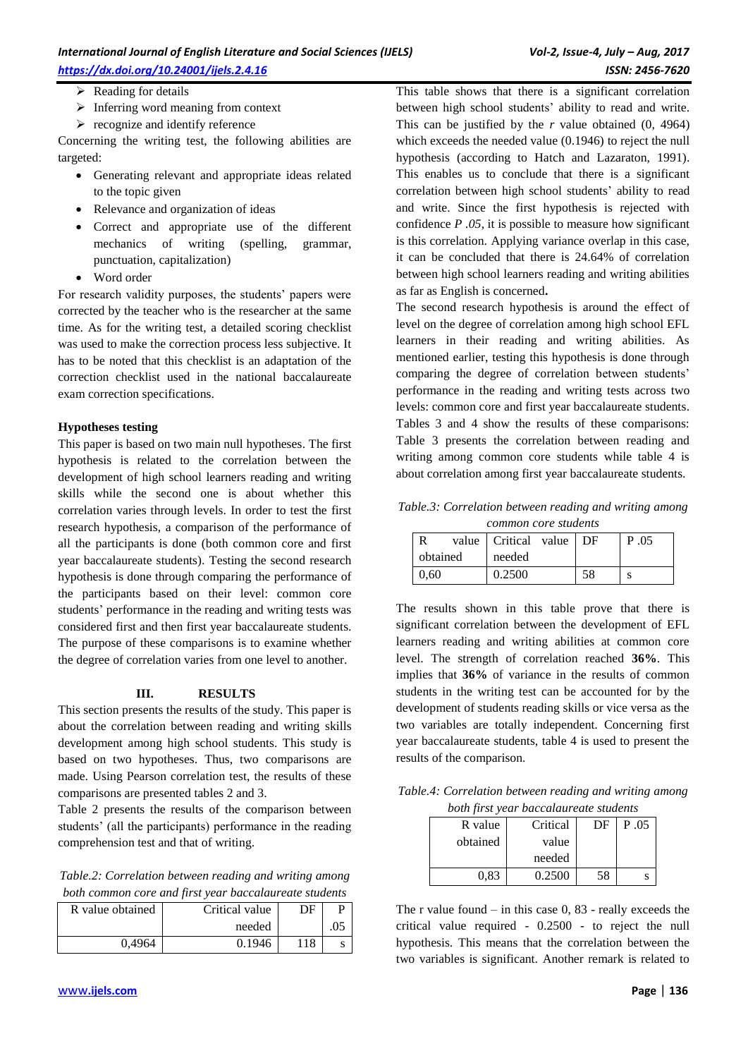- Reading for details
- Inferring word meaning from context
- recognize and identify reference

Concerning the writing test, the following abilities are targeted:

- Generating relevant and appropriate ideas related to the topic given
- Relevance and organization of ideas
- Correct and appropriate use of the different mechanics of writing (spelling, grammar, punctuation, capitalization)
- Word order

For research validity purposes, the students' papers were corrected by the teacher who is the researcher at the same time. As for the writing test, a detailed scoring checklist was used to make the correction process less subjective. It has to be noted that this checklist is an adaptation of the correction checklist used in the national baccalaureate exam correction specifications.

**Hypotheses testing**

This paper is based on two main null hypotheses. The first hypothesis is related to the correlation between the development of high school learners reading and writing skills while the second one is about whether this correlation varies through levels. In order to test the first research hypothesis, a comparison of the performance of all the participants is done (both common core and first year baccalaureate students). Testing the second research hypothesis is done through comparing the performance of the participants based on their level: common core students' performance in the reading and writing tests was considered first and then first year baccalaureate students. The purpose of these comparisons is to examine whether the degree of correlation varies from one level to another.

## III. RESULTS

This section presents the results of the study. This paper is about the correlation between reading and writing skills development among high school students. This study is based on two hypotheses. Thus, two comparisons are made. Using Pearson correlation test, the results of these comparisons are presented tables 2 and 3.

Table 2 presents the results of the comparison between students' (all the participants) performance in the reading comprehension test and that of writing.

*Table.2: Correlation between reading and writing among both common core and first year baccalaureate students*

| R value obtained | Critical value needed | DF | P .05 |
|---|---|---|---|
| 0,4964 | 0.1946 | 118 | s |

This table shows that there is a significant correlation between high school students' ability to read and write. This can be justified by the *r* value obtained (0, 4964) which exceeds the needed value (0.1946) to reject the null hypothesis (according to Hatch and Lazaraton, 1991). This enables us to conclude that there is a significant correlation between high school students' ability to read and write. Since the first hypothesis is rejected with confidence *P .05*, it is possible to measure how significant is this correlation. Applying variance overlap in this case, it can be concluded that there is 24.64% of correlation between high school learners reading and writing abilities as far as English is concerned**.**

The second research hypothesis is around the effect of level on the degree of correlation among high school EFL learners reading and writing abilities. As mentioned earlier, testing this hypothesis is done through comparing the degree of correlation between students' performance in the reading and writing tests across two levels: common core and first year baccalaureate students. Tables 3 and 4 show the results of these comparisons: Table 3 presents the correlation between reading and writing among common core students while table 4 is about correlation among first year baccalaureate students.

*Table.3: Correlation between reading and writing among common core students*

| R value obtained | Critical value needed | DF | P .05 |
|---|---|---|---|
| 0,60 | 0.2500 | 58 | s |

The results shown in this table prove that there is significant correlation between the development of EFL learners reading and writing abilities at common core level. The strength of correlation reached **36%**. This implies that **36%** of variance in the results of common students in the writing test can be accounted for by the development of students reading skills or vice versa as the two variables are totally independent. Concerning first year baccalaureate students, table 4 is used to present the results of the comparison.

*Table.4: Correlation between reading and writing among both first year baccalaureate students*

| R value obtained | Critical value needed | DF | P .05 |
|---|---|---|---|
| 0,83 | 0.2500 | 58 | s |

The r value found – in this case 0, 83 - really exceeds the critical value required - 0.2500 - to reject the null hypothesis. This means that the correlation between the two variables is significant. Another remark is related to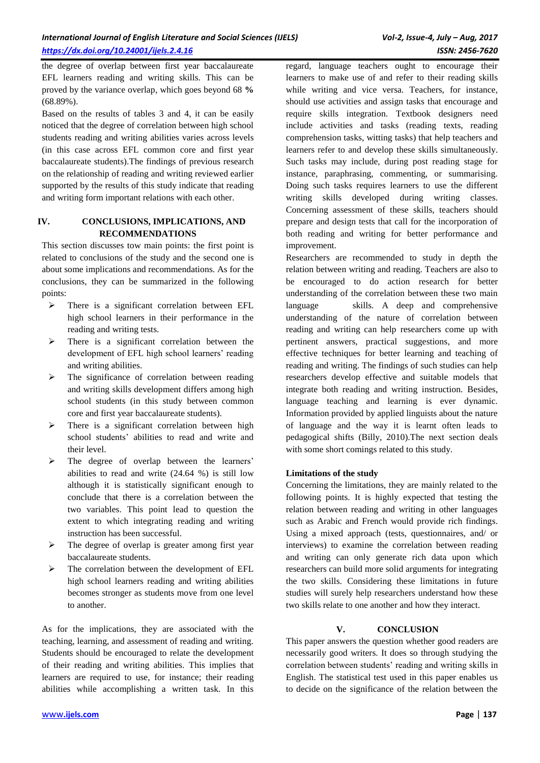the degree of overlap between first year baccalaureate EFL learners reading and writing skills. This can be proved by the variance overlap, which goes beyond 68 **%** (68.89%).

Based on the results of tables 3 and 4, it can be easily noticed that the degree of correlation between high school students reading and writing abilities varies across levels (in this case across EFL common core and first year baccalaureate students).The findings of previous research on the relationship of reading and writing reviewed earlier supported by the results of this study indicate that reading and writing form important relations with each other.

## IV. CONCLUSIONS, IMPLICATIONS, AND RECOMMENDATIONS

This section discusses tow main points: the first point is related to conclusions of the study and the second one is about some implications and recommendations. As for the conclusions, they can be summarized in the following points:

- There is a significant correlation between EFL high school learners in their performance in the reading and writing tests.
- There is a significant correlation between the development of EFL high school learners' reading and writing abilities.
- The significance of correlation between reading and writing skills development differs among high school students (in this study between common core and first year baccalaureate students).
- There is a significant correlation between high school students' abilities to read and write and their level.
- The degree of overlap between the learners' abilities to read and write (24.64 %) is still low although it is statistically significant enough to conclude that there is a correlation between the two variables. This point lead to question the extent to which integrating reading and writing instruction has been successful.
- The degree of overlap is greater among first year baccalaureate students.
- The correlation between the development of EFL high school learners reading and writing abilities becomes stronger as students move from one level to another.

As for the implications, they are associated with the teaching, learning, and assessment of reading and writing. Students should be encouraged to relate the development of their reading and writing abilities. This implies that learners are required to use, for instance; their reading abilities while accomplishing a written task. In this regard, language teachers ought to encourage their learners to make use of and refer to their reading skills while writing and vice versa. Teachers, for instance, should use activities and assign tasks that encourage and require skills integration. Textbook designers need include activities and tasks (reading texts, reading comprehension tasks, witting tasks) that help teachers and learners refer to and develop these skills simultaneously. Such tasks may include, during post reading stage for instance, paraphrasing, commenting, or summarising. Doing such tasks requires learners to use the different writing skills developed during writing classes. Concerning assessment of these skills, teachers should prepare and design tests that call for the incorporation of both reading and writing for better performance and improvement.

Researchers are recommended to study in depth the relation between writing and reading. Teachers are also to be encouraged to do action research for better understanding of the correlation between these two main language skills. A deep and comprehensive understanding of the nature of correlation between reading and writing can help researchers come up with pertinent answers, practical suggestions, and more effective techniques for better learning and teaching of reading and writing. The findings of such studies can help researchers develop effective and suitable models that integrate both reading and writing instruction. Besides, language teaching and learning is ever dynamic. Information provided by applied linguists about the nature of language and the way it is learnt often leads to pedagogical shifts (Billy, 2010).The next section deals with some short comings related to this study.

### Limitations of the study

Concerning the limitations, they are mainly related to the following points. It is highly expected that testing the relation between reading and writing in other languages such as Arabic and French would provide rich findings. Using a mixed approach (tests, questionnaires, and/ or interviews) to examine the correlation between reading and writing can only generate rich data upon which researchers can build more solid arguments for integrating the two skills. Considering these limitations in future studies will surely help researchers understand how these two skills relate to one another and how they interact.

## V. CONCLUSION

This paper answers the question whether good readers are necessarily good writers. It does so through studying the correlation between students' reading and writing skills in English. The statistical test used in this paper enables us to decide on the significance of the relation between the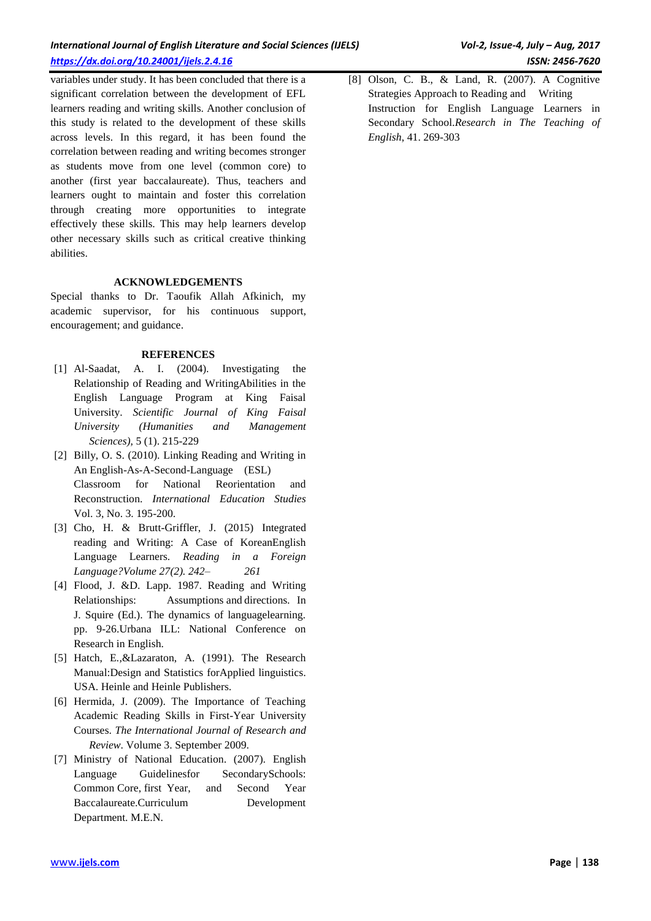variables under study. It has been concluded that there is a significant correlation between the development of EFL learners reading and writing skills. Another conclusion of this study is related to the development of these skills across levels. In this regard, it has been found the correlation between reading and writing becomes stronger as students move from one level (common core) to another (first year baccalaureate). Thus, teachers and learners ought to maintain and foster this correlation through creating more opportunities to integrate effectively these skills. This may help learners develop other necessary skills such as critical creative thinking abilities.

## ACKNOWLEDGEMENTS

Special thanks to Dr. Taoufik Allah Afkinich, my academic supervisor, for his continuous support, encouragement; and guidance.

## REFERENCES

[1] Al-Saadat, A. I. (2004). Investigating the Relationship of Reading and WritingAbilities in the English Language Program at King Faisal University. *Scientific Journal of King Faisal University (Humanities and Management Sciences),* 5 (1). 215-229

[2] Billy, O. S. (2010). Linking Reading and Writing in An English-As-A-Second-Language (ESL) Classroom for National Reorientation and Reconstruction. *International Education Studies* Vol. 3, No. 3. 195-200.

[3] Cho, H. & Brutt-Griffler, J. (2015) Integrated reading and Writing: A Case of KoreanEnglish Language Learners. *Reading in a Foreign Language?Volume 27(2). 242– 261*

[4] Flood, J. &D. Lapp. 1987. Reading and Writing Relationships: Assumptions and directions. In J. Squire (Ed.). The dynamics of languagelearning. pp. 9-26.Urbana ILL: National Conference on Research in English.

[5] Hatch, E.,&Lazaraton, A. (1991). The Research Manual:Design and Statistics forApplied linguistics. USA. Heinle and Heinle Publishers.

[6] Hermida, J. (2009). The Importance of Teaching Academic Reading Skills in First-Year University Courses. *The International Journal of Research and Review*. Volume 3. September 2009.

[7] Ministry of National Education. (2007). English Language Guidelinesfor SecondarySchools: Common Core, first Year, and Second Year Baccalaureate.Curriculum Development Department. M.E.N.

[8] Olson, C. B., & Land, R. (2007). A Cognitive Strategies Approach to Reading and Writing Instruction for English Language Learners in Secondary School.*Research in The Teaching of English*, 41. 269-303